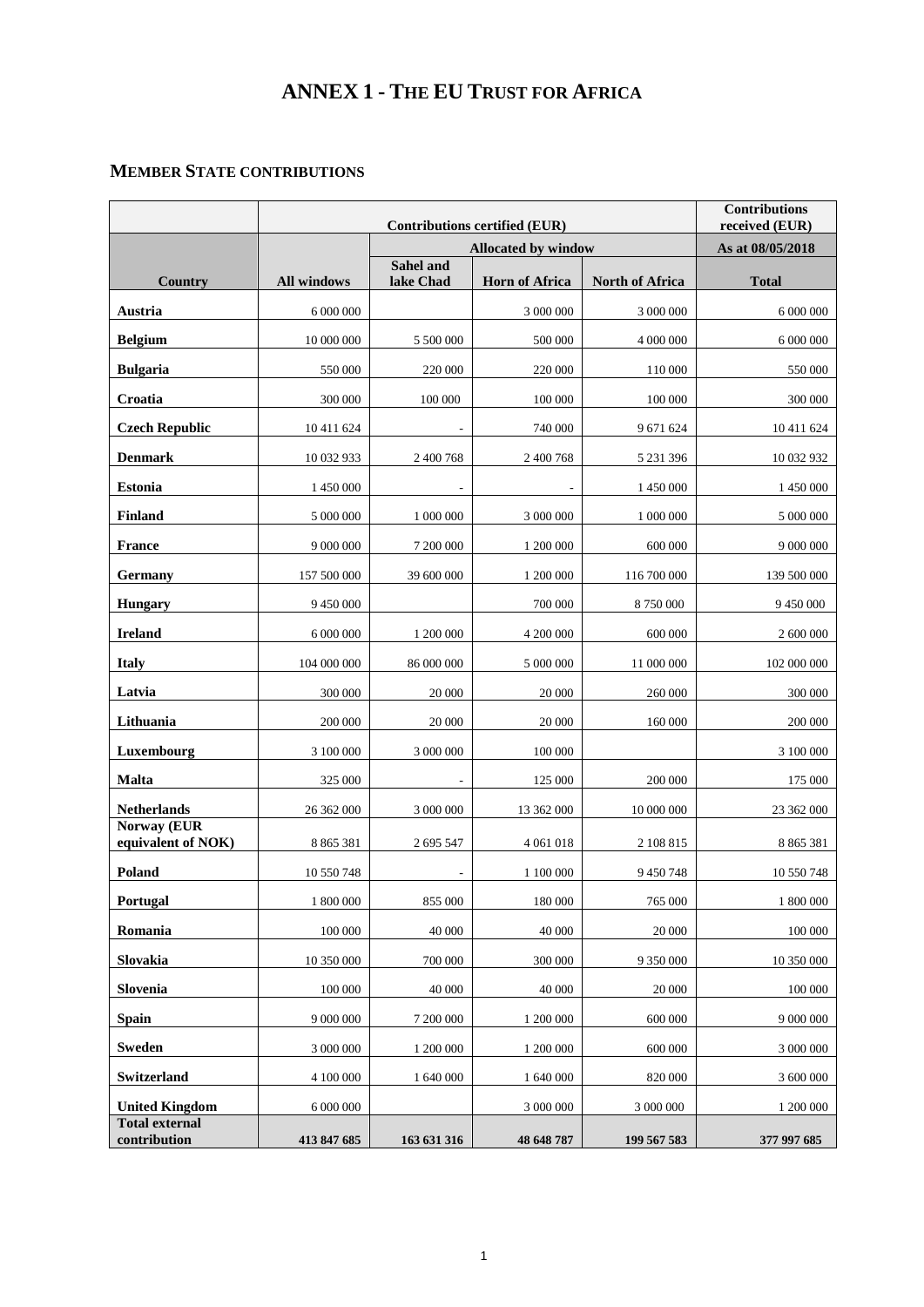# ANNEX 1 - THE EU TRUST FOR AFRICA

## MEMBER STATE CONTRIBUTIONS

| | Contributions certified (EUR) | | | | Contributions received (EUR) |
|---|---|---|---|---|---|
| | | Allocated by window | | | As at 08/05/2018 |
| **Country** | **All windows** | **Sahel and lake Chad** | **Horn of Africa** | **North of Africa** | **Total** |
| **Austria** | 6 000 000 | | 3 000 000 | 3 000 000 | 6 000 000 |
| **Belgium** | 10 000 000 | 5 500 000 | 500 000 | 4 000 000 | 6 000 000 |
| **Bulgaria** | 550 000 | 220 000 | 220 000 | 110 000 | 550 000 |
| **Croatia** | 300 000 | 100 000 | 100 000 | 100 000 | 300 000 |
| **Czech Republic** | 10 411 624 | - | 740 000 | 9 671 624 | 10 411 624 |
| **Denmark** | 10 032 933 | 2 400 768 | 2 400 768 | 5 231 396 | 10 032 932 |
| **Estonia** | 1 450 000 | - | - | 1 450 000 | 1 450 000 |
| **Finland** | 5 000 000 | 1 000 000 | 3 000 000 | 1 000 000 | 5 000 000 |
| **France** | 9 000 000 | 7 200 000 | 1 200 000 | 600 000 | 9 000 000 |
| **Germany** | 157 500 000 | 39 600 000 | 1 200 000 | 116 700 000 | 139 500 000 |
| **Hungary** | 9 450 000 | | 700 000 | 8 750 000 | 9 450 000 |
| **Ireland** | 6 000 000 | 1 200 000 | 4 200 000 | 600 000 | 2 600 000 |
| **Italy** | 104 000 000 | 86 000 000 | 5 000 000 | 11 000 000 | 102 000 000 |
| **Latvia** | 300 000 | 20 000 | 20 000 | 260 000 | 300 000 |
| **Lithuania** | 200 000 | 20 000 | 20 000 | 160 000 | 200 000 |
| **Luxembourg** | 3 100 000 | 3 000 000 | 100 000 | | 3 100 000 |
| **Malta** | 325 000 | - | 125 000 | 200 000 | 175 000 |
| **Netherlands** | 26 362 000 | 3 000 000 | 13 362 000 | 10 000 000 | 23 362 000 |
| **Norway (EUR equivalent of NOK)** | 8 865 381 | 2 695 547 | 4 061 018 | 2 108 815 | 8 865 381 |
| **Poland** | 10 550 748 | - | 1 100 000 | 9 450 748 | 10 550 748 |
| **Portugal** | 1 800 000 | 855 000 | 180 000 | 765 000 | 1 800 000 |
| **Romania** | 100 000 | 40 000 | 40 000 | 20 000 | 100 000 |
| **Slovakia** | 10 350 000 | 700 000 | 300 000 | 9 350 000 | 10 350 000 |
| **Slovenia** | 100 000 | 40 000 | 40 000 | 20 000 | 100 000 |
| **Spain** | 9 000 000 | 7 200 000 | 1 200 000 | 600 000 | 9 000 000 |
| **Sweden** | 3 000 000 | 1 200 000 | 1 200 000 | 600 000 | 3 000 000 |
| **Switzerland** | 4 100 000 | 1 640 000 | 1 640 000 | 820 000 | 3 600 000 |
| **United Kingdom** | 6 000 000 | | 3 000 000 | 3 000 000 | 1 200 000 |
| **Total external contribution** | **413 847 685** | **163 631 316** | **48 648 787** | **199 567 583** | **377 997 685** |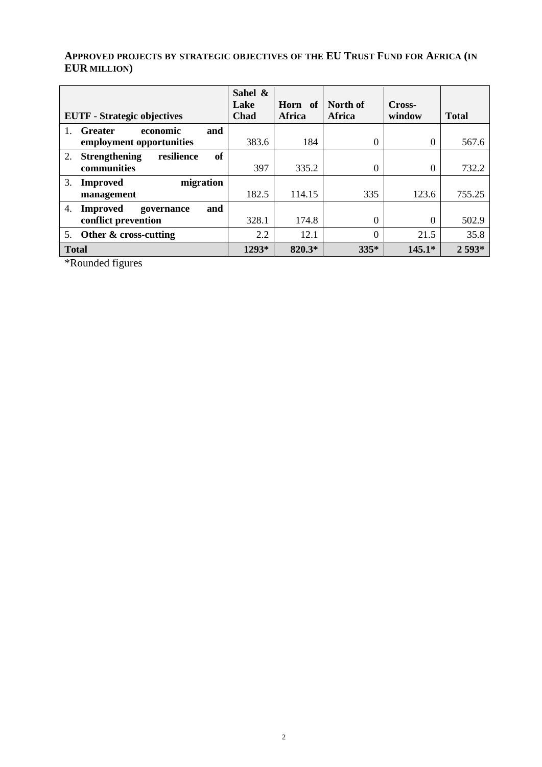**APPROVED PROJECTS BY STRATEGIC OBJECTIVES OF THE EU TRUST FUND FOR AFRICA (IN EUR MILLION)**

| EUTF - Strategic objectives | Sahel & Lake Chad | Horn of Africa | North of Africa | Cross-window | Total |
|---|---|---|---|---|---|
| 1. **Greater economic and employment opportunities** | 383.6 | 184 | 0 | 0 | 567.6 |
| 2. **Strengthening resilience of communities** | 397 | 335.2 | 0 | 0 | 732.2 |
| 3. **Improved migration management** | 182.5 | 114.15 | 335 | 123.6 | 755.25 |
| 4. **Improved governance and conflict prevention** | 328.1 | 174.8 | 0 | 0 | 502.9 |
| 5. **Other & cross-cutting** | 2.2 | 12.1 | 0 | 21.5 | 35.8 |
| **Total** | **1293*** | **820.3*** | **335*** | **145.1*** | **2 593*** |

*Rounded figures